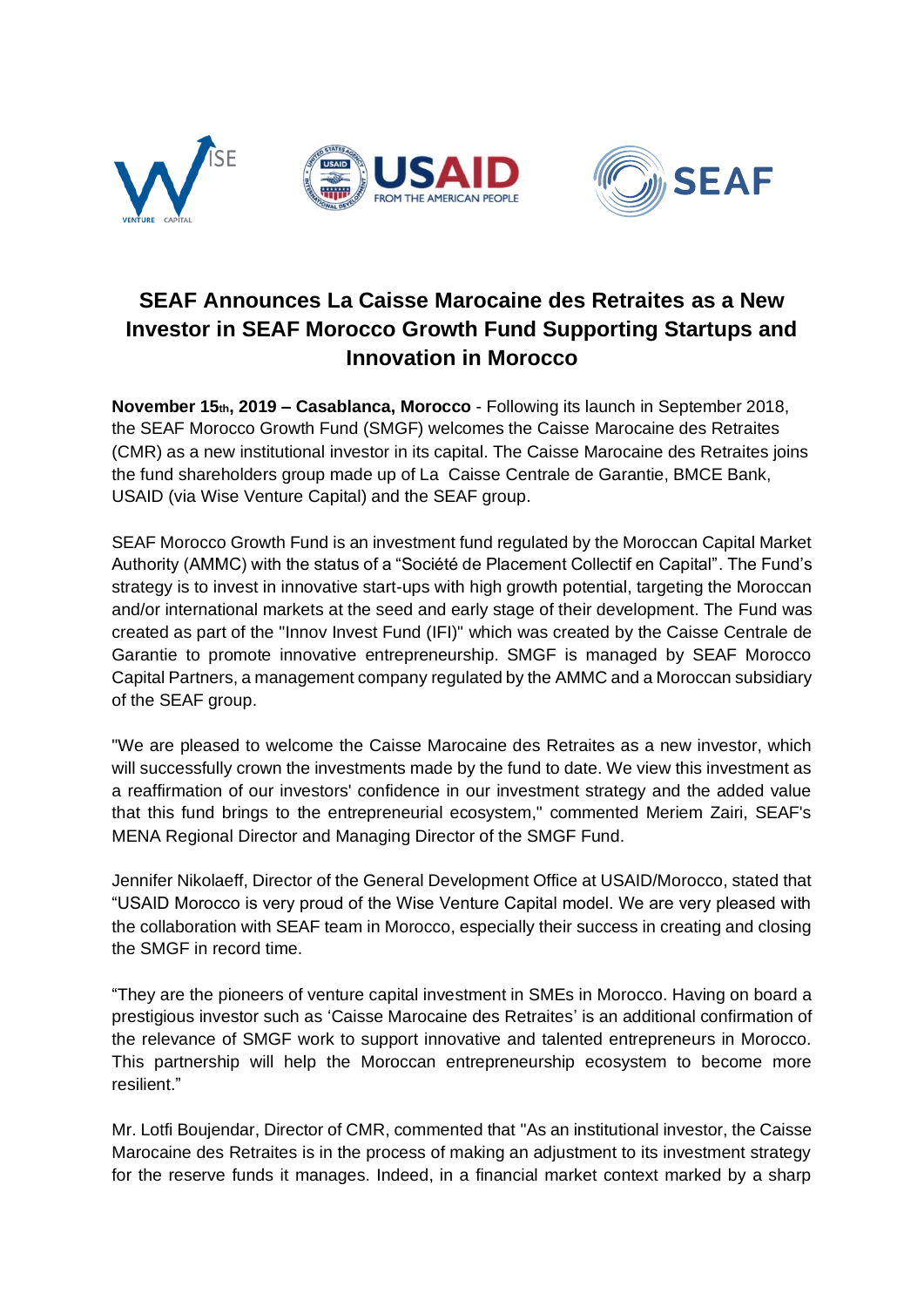# SEAF Announces La Caisse Marocaine des Retraites as a New Investor in SEAF Morocco Growth Fund Supporting Startups and Innovation in Morocco

**November 15th, 2019 – Casablanca, Morocco** - Following its launch in September 2018, the SEAF Morocco Growth Fund (SMGF) welcomes the Caisse Marocaine des Retraites (CMR) as a new institutional investor in its capital. The Caisse Marocaine des Retraites joins the fund shareholders group made up of La Caisse Centrale de Garantie, BMCE Bank, USAID (via Wise Venture Capital) and the SEAF group.

SEAF Morocco Growth Fund is an investment fund regulated by the Moroccan Capital Market Authority (AMMC) with the status of a "Société de Placement Collectif en Capital". The Fund's strategy is to invest in innovative start-ups with high growth potential, targeting the Moroccan and/or international markets at the seed and early stage of their development. The Fund was created as part of the "Innov Invest Fund (IFI)" which was created by the Caisse Centrale de Garantie to promote innovative entrepreneurship. SMGF is managed by SEAF Morocco Capital Partners, a management company regulated by the AMMC and a Moroccan subsidiary of the SEAF group.

"We are pleased to welcome the Caisse Marocaine des Retraites as a new investor, which will successfully crown the investments made by the fund to date. We view this investment as a reaffirmation of our investors' confidence in our investment strategy and the added value that this fund brings to the entrepreneurial ecosystem," commented Meriem Zairi, SEAF's MENA Regional Director and Managing Director of the SMGF Fund.

Jennifer Nikolaeff, Director of the General Development Office at USAID/Morocco, stated that "USAID Morocco is very proud of the Wise Venture Capital model. We are very pleased with the collaboration with SEAF team in Morocco, especially their success in creating and closing the SMGF in record time.

"They are the pioneers of venture capital investment in SMEs in Morocco. Having on board a prestigious investor such as 'Caisse Marocaine des Retraites' is an additional confirmation of the relevance of SMGF work to support innovative and talented entrepreneurs in Morocco. This partnership will help the Moroccan entrepreneurship ecosystem to become more resilient."

Mr. Lotfi Boujendar, Director of CMR, commented that "As an institutional investor, the Caisse Marocaine des Retraites is in the process of making an adjustment to its investment strategy for the reserve funds it manages. Indeed, in a financial market context marked by a sharp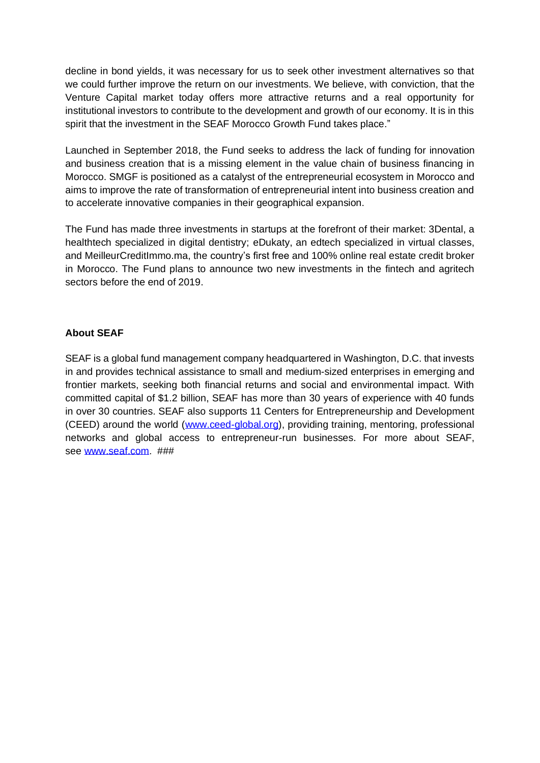decline in bond yields, it was necessary for us to seek other investment alternatives so that we could further improve the return on our investments. We believe, with conviction, that the Venture Capital market today offers more attractive returns and a real opportunity for institutional investors to contribute to the development and growth of our economy. It is in this spirit that the investment in the SEAF Morocco Growth Fund takes place."

Launched in September 2018, the Fund seeks to address the lack of funding for innovation and business creation that is a missing element in the value chain of business financing in Morocco. SMGF is positioned as a catalyst of the entrepreneurial ecosystem in Morocco and aims to improve the rate of transformation of entrepreneurial intent into business creation and to accelerate innovative companies in their geographical expansion.

The Fund has made three investments in startups at the forefront of their market: 3Dental, a healthtech specialized in digital dentistry; eDukaty, an edtech specialized in virtual classes, and MeilleurCreditImmo.ma, the country's first free and 100% online real estate credit broker in Morocco. The Fund plans to announce two new investments in the fintech and agritech sectors before the end of 2019.

**About SEAF**

SEAF is a global fund management company headquartered in Washington, D.C. that invests in and provides technical assistance to small and medium-sized enterprises in emerging and frontier markets, seeking both financial returns and social and environmental impact. With committed capital of $1.2 billion, SEAF has more than 30 years of experience with 40 funds in over 30 countries. SEAF also supports 11 Centers for Entrepreneurship and Development (CEED) around the world ([www.ceed-global.org](http://www.ceed-global.org)), providing training, mentoring, professional networks and global access to entrepreneur-run businesses. For more about SEAF, see [www.seaf.com](http://www.seaf.com). ###